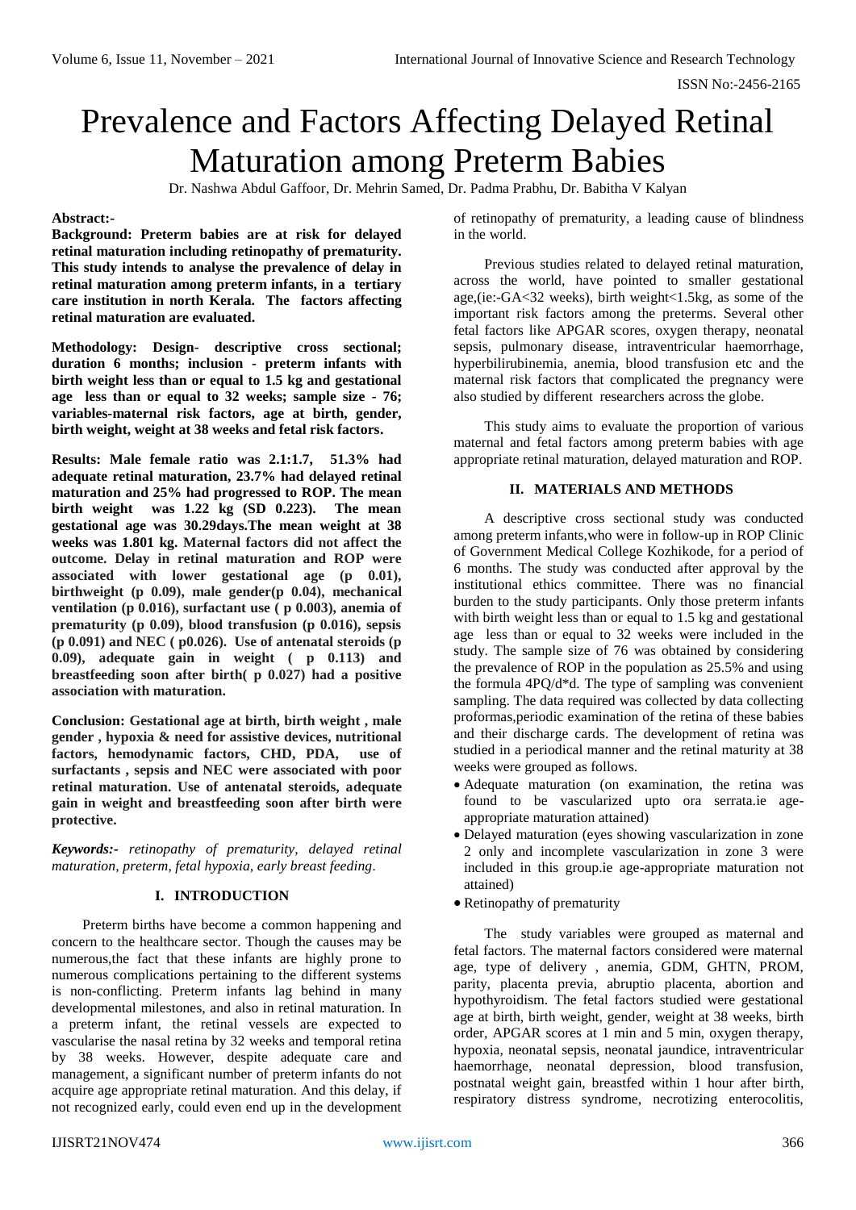# Prevalence and Factors Affecting Delayed Retinal Maturation among Preterm Babies

Dr. Nashwa Abdul Gaffoor, Dr. Mehrin Samed, Dr. Padma Prabhu, Dr. Babitha V Kalyan

**Abstract:-**

**Background: Preterm babies are at risk for delayed retinal maturation including retinopathy of prematurity. This study intends to analyse the prevalence of delay in retinal maturation among preterm infants, in a tertiary care institution in north Kerala. The factors affecting retinal maturation are evaluated.**

**Methodology: Design- descriptive cross sectional; duration 6 months; inclusion - preterm infants with birth weight less than or equal to 1.5 kg and gestational age less than or equal to 32 weeks; sample size - 76; variables-maternal risk factors, age at birth, gender, birth weight, weight at 38 weeks and fetal risk factors.**

**Results: Male female ratio was 2.1:1.7, 51.3% had adequate retinal maturation, 23.7% had delayed retinal maturation and 25% had progressed to ROP. The mean birth weight was 1.22 kg (SD 0.223). The mean gestational age was 30.29days.The mean weight at 38 weeks was 1.801 kg. Maternal factors did not affect the outcome. Delay in retinal maturation and ROP were associated with lower gestational age (p 0.01), birthweight (p 0.09), male gender(p 0.04), mechanical ventilation (p 0.016), surfactant use ( p 0.003), anemia of prematurity (p 0.09), blood transfusion (p 0.016), sepsis (p 0.091) and NEC ( p0.026). Use of antenatal steroids (p 0.09), adequate gain in weight ( p 0.113) and breastfeeding soon after birth( p 0.027) had a positive association with maturation.**

**Conclusion: Gestational age at birth, birth weight , male gender , hypoxia & need for assistive devices, nutritional factors, hemodynamic factors, CHD, PDA, use of surfactants , sepsis and NEC were associated with poor retinal maturation. Use of antenatal steroids, adequate gain in weight and breastfeeding soon after birth were protective.**

***Keywords:-*** *retinopathy of prematurity, delayed retinal maturation, preterm, fetal hypoxia, early breast feeding.*

## I. INTRODUCTION

Preterm births have become a common happening and concern to the healthcare sector. Though the causes may be numerous,the fact that these infants are highly prone to numerous complications pertaining to the different systems is non-conflicting. Preterm infants lag behind in many developmental milestones, and also in retinal maturation. In a preterm infant, the retinal vessels are expected to vascularise the nasal retina by 32 weeks and temporal retina by 38 weeks. However, despite adequate care and management, a significant number of preterm infants do not acquire age appropriate retinal maturation. And this delay, if not recognized early, could even end up in the development of retinopathy of prematurity, a leading cause of blindness in the world.

Previous studies related to delayed retinal maturation, across the world, have pointed to smaller gestational age,(ie:-GA<32 weeks), birth weight<1.5kg, as some of the important risk factors among the preterms. Several other fetal factors like APGAR scores, oxygen therapy, neonatal sepsis, pulmonary disease, intraventricular haemorrhage, hyperbilirubinemia, anemia, blood transfusion etc and the maternal risk factors that complicated the pregnancy were also studied by different researchers across the globe.

This study aims to evaluate the proportion of various maternal and fetal factors among preterm babies with age appropriate retinal maturation, delayed maturation and ROP.

## II. MATERIALS AND METHODS

A descriptive cross sectional study was conducted among preterm infants,who were in follow-up in ROP Clinic of Government Medical College Kozhikode, for a period of 6 months. The study was conducted after approval by the institutional ethics committee. There was no financial burden to the study participants. Only those preterm infants with birth weight less than or equal to 1.5 kg and gestational age less than or equal to 32 weeks were included in the study. The sample size of 76 was obtained by considering the prevalence of ROP in the population as 25.5% and using the formula 4PQ/d\*d. The type of sampling was convenient sampling. The data required was collected by data collecting proformas,periodic examination of the retina of these babies and their discharge cards. The development of retina was studied in a periodical manner and the retinal maturity at 38 weeks were grouped as follows.

- Adequate maturation (on examination, the retina was found to be vascularized upto ora serrata.ie age-appropriate maturation attained)
- Delayed maturation (eyes showing vascularization in zone 2 only and incomplete vascularization in zone 3 were included in this group.ie age-appropriate maturation not attained)
- Retinopathy of prematurity

The study variables were grouped as maternal and fetal factors. The maternal factors considered were maternal age, type of delivery , anemia, GDM, GHTN, PROM, parity, placenta previa, abruptio placenta, abortion and hypothyroidism. The fetal factors studied were gestational age at birth, birth weight, gender, weight at 38 weeks, birth order, APGAR scores at 1 min and 5 min, oxygen therapy, hypoxia, neonatal sepsis, neonatal jaundice, intraventricular haemorrhage, neonatal depression, blood transfusion, postnatal weight gain, breastfed within 1 hour after birth, respiratory distress syndrome, necrotizing enterocolitis,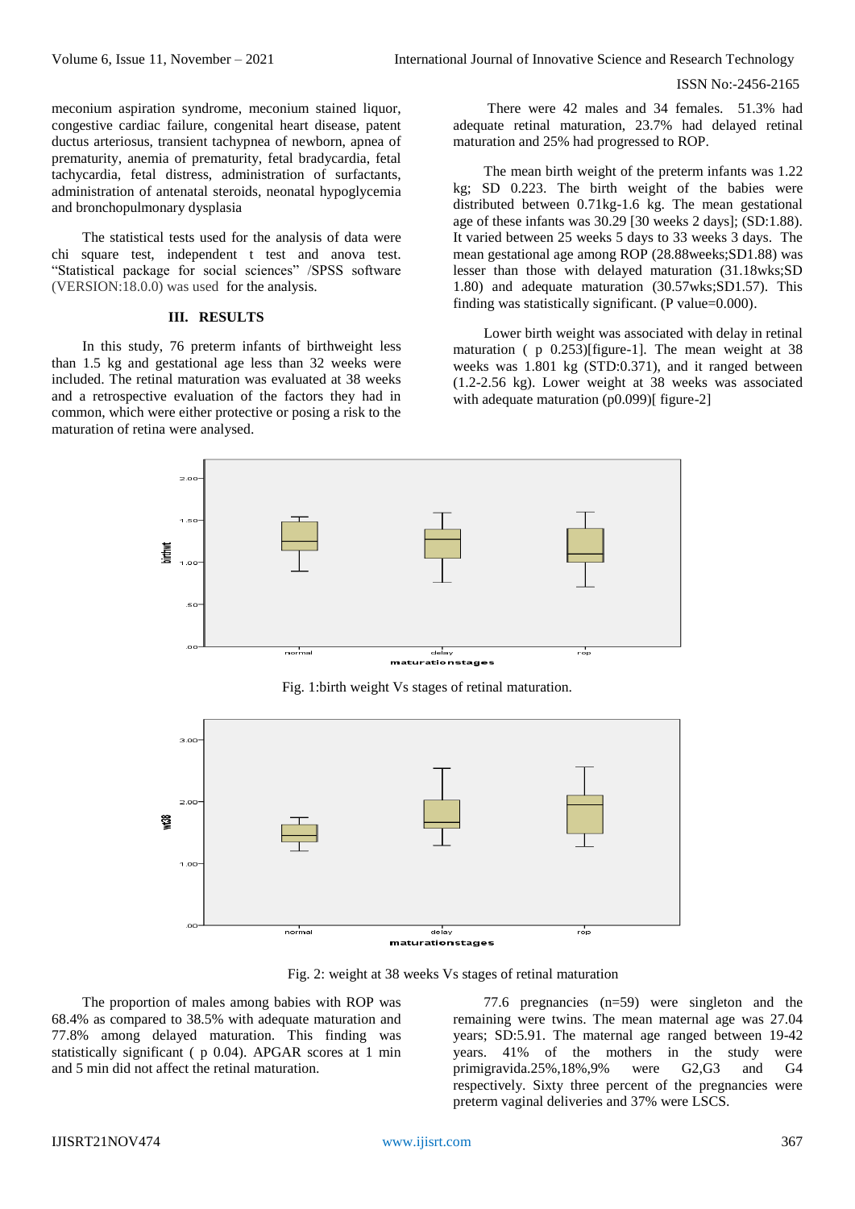meconium aspiration syndrome, meconium stained liquor, congestive cardiac failure, congenital heart disease, patent ductus arteriosus, transient tachypnea of newborn, apnea of prematurity, anemia of prematurity, fetal bradycardia, fetal tachycardia, fetal distress, administration of surfactants, administration of antenatal steroids, neonatal hypoglycemia and bronchopulmonary dysplasia

The statistical tests used for the analysis of data were chi square test, independent t test and anova test. "Statistical package for social sciences" /SPSS software (VERSION:18.0.0) was used for the analysis.

## III. RESULTS

In this study, 76 preterm infants of birthweight less than 1.5 kg and gestational age less than 32 weeks were included. The retinal maturation was evaluated at 38 weeks and a retrospective evaluation of the factors they had in common, which were either protective or posing a risk to the maturation of retina were analysed.

There were 42 males and 34 females. 51.3% had adequate retinal maturation, 23.7% had delayed retinal maturation and 25% had progressed to ROP.

The mean birth weight of the preterm infants was 1.22 kg; SD 0.223. The birth weight of the babies were distributed between 0.71kg-1.6 kg. The mean gestational age of these infants was 30.29 [30 weeks 2 days]; (SD:1.88). It varied between 25 weeks 5 days to 33 weeks 3 days. The mean gestational age among ROP (28.88weeks;SD1.88) was lesser than those with delayed maturation (31.18wks;SD 1.80) and adequate maturation (30.57wks;SD1.57). This finding was statistically significant. (P value=0.000).

Lower birth weight was associated with delay in retinal maturation ( p 0.253)[figure-1]. The mean weight at 38 weeks was 1.801 kg (STD:0.371), and it ranged between (1.2-2.56 kg). Lower weight at 38 weeks was associated with adequate maturation (p0.099)[ figure-2]

Fig. 1:birth weight Vs stages of retinal maturation.

Fig. 2: weight at 38 weeks Vs stages of retinal maturation

The proportion of males among babies with ROP was 68.4% as compared to 38.5% with adequate maturation and 77.8% among delayed maturation. This finding was statistically significant ( p 0.04). APGAR scores at 1 min and 5 min did not affect the retinal maturation.

77.6 pregnancies (n=59) were singleton and the remaining were twins. The mean maternal age was 27.04 years; SD:5.91. The maternal age ranged between 19-42 years. 41% of the mothers in the study were primigravida.25%,18%,9% were G2,G3 and G4 respectively. Sixty three percent of the pregnancies were preterm vaginal deliveries and 37% were LSCS.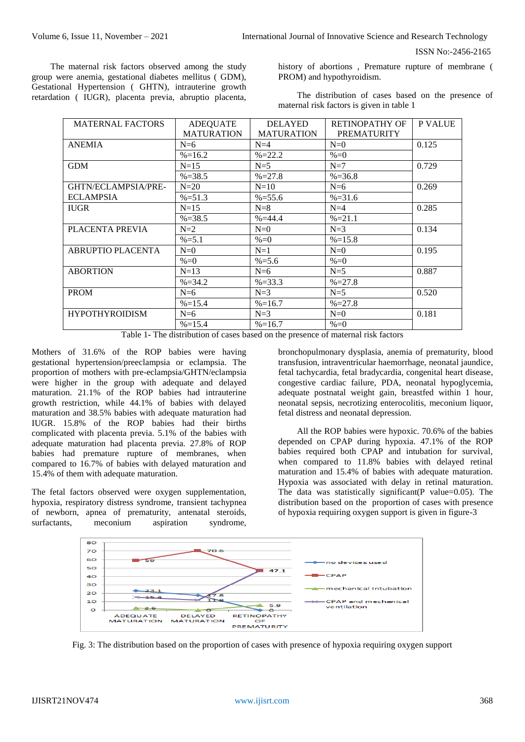The maternal risk factors observed among the study group were anemia, gestational diabetes mellitus ( GDM), Gestational Hypertension ( GHTN), intrauterine growth retardation ( IUGR), placenta previa, abruptio placenta, history of abortions , Premature rupture of membrane ( PROM) and hypothyroidism.

The distribution of cases based on the presence of maternal risk factors is given in table 1

| MATERNAL FACTORS | ADEQUATE MATURATION | DELAYED MATURATION | RETINOPATHY OF PREMATURITY | P VALUE |
|---|---|---|---|---|
| ANEMIA | N=6 | N=4 | N=0 | 0.125 |
| | %=16.2 | %=22.2 | %=0 | |
| GDM | N=15 | N=5 | N=7 | 0.729 |
| | %=38.5 | %=27.8 | %=36.8 | |
| GHTN/ECLAMPSIA/PRE-ECLAMPSIA | N=20 | N=10 | N=6 | 0.269 |
| | %=51.3 | %=55.6 | %=31.6 | |
| IUGR | N=15 | N=8 | N=4 | 0.285 |
| | %=38.5 | %=44.4 | %=21.1 | |
| PLACENTA PREVIA | N=2 | N=0 | N=3 | 0.134 |
| | %=5.1 | %=0 | %=15.8 | |
| ABRUPTIO PLACENTA | N=0 | N=1 | N=0 | 0.195 |
| | %=0 | %=5.6 | %=0 | |
| ABORTION | N=13 | N=6 | N=5 | 0.887 |
| | %=34.2 | %=33.3 | %=27.8 | |
| PROM | N=6 | N=3 | N=5 | 0.520 |
| | %=15.4 | %=16.7 | %=27.8 | |
| HYPOTHYROIDISM | N=6 | N=3 | N=0 | 0.181 |
| | %=15.4 | %=16.7 | %=0 | |

Table 1- The distribution of cases based on the presence of maternal risk factors

Mothers of 31.6% of the ROP babies were having gestational hypertension/preeclampsia or eclampsia. The proportion of mothers with pre-eclampsia/GHTN/eclampsia were higher in the group with adequate and delayed maturation. 21.1% of the ROP babies had intrauterine growth restriction, while 44.1% of babies with delayed maturation and 38.5% babies with adequate maturation had IUGR. 15.8% of the ROP babies had their births complicated with placenta previa. 5.1% of the babies with adequate maturation had placenta previa. 27.8% of ROP babies had premature rupture of membranes, when compared to 16.7% of babies with delayed maturation and 15.4% of them with adequate maturation.

The fetal factors observed were oxygen supplementation, hypoxia, respiratory distress syndrome, transient tachypnea of newborn, apnea of prematurity, antenatal steroids, surfactants, meconium aspiration syndrome, bronchopulmonary dysplasia, anemia of prematurity, blood transfusion, intraventricular haemorrhage, neonatal jaundice, fetal tachycardia, fetal bradycardia, congenital heart disease, congestive cardiac failure, PDA, neonatal hypoglycemia, adequate postnatal weight gain, breastfed within 1 hour, neonatal sepsis, necrotizing enterocolitis, meconium liquor, fetal distress and neonatal depression.

All the ROP babies were hypoxic. 70.6% of the babies depended on CPAP during hypoxia. 47.1% of the ROP babies required both CPAP and intubation for survival, when compared to 11.8% babies with delayed retinal maturation and 15.4% of babies with adequate maturation. Hypoxia was associated with delay in retinal maturation. The data was statistically significant(P value=0.05). The distribution based on the proportion of cases with presence of hypoxia requiring oxygen support is given in figure-3

Fig. 3: The distribution based on the proportion of cases with presence of hypoxia requiring oxygen support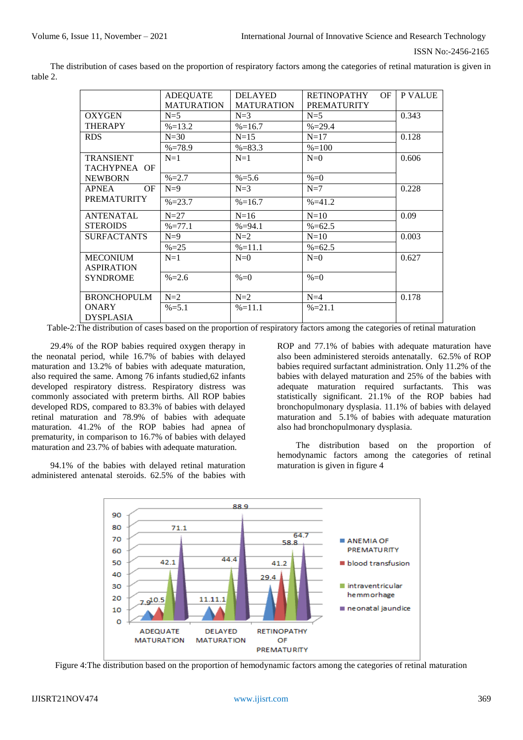The distribution of cases based on the proportion of respiratory factors among the categories of retinal maturation is given in table 2.

| | ADEQUATE MATURATION | DELAYED MATURATION | RETINOPATHY OF PREMATURITY | P VALUE |
|---|---|---|---|---|
| OXYGEN THERAPY | N=5 | N=3 | N=5 | 0.343 |
| | %=13.2 | %=16.7 | %=29.4 | |
| RDS | N=30 | N=15 | N=17 | 0.128 |
| | %=78.9 | %=83.3 | %=100 | |
| TRANSIENT TACHYPNEA OF NEWBORN | N=1 | N=1 | N=0 | 0.606 |
| | %=2.7 | %=5.6 | %=0 | |
| APNEA OF PREMATURITY | N=9 | N=3 | N=7 | 0.228 |
| | %=23.7 | %=16.7 | %=41.2 | |
| ANTENATAL STEROIDS | N=27 | N=16 | N=10 | 0.09 |
| | %=77.1 | %=94.1 | %=62.5 | |
| SURFACTANTS | N=9 | N=2 | N=10 | 0.003 |
| | %=25 | %=11.1 | %=62.5 | |
| MECONIUM ASPIRATION SYNDROME | N=1 | N=0 | N=0 | 0.627 |
| | %=2.6 | %=0 | %=0 | |
| BRONCHOPULMONARY DYSPLASIA | N=2 | N=2 | N=4 | 0.178 |
| | %=5.1 | %=11.1 | %=21.1 | |

Table-2:The distribution of cases based on the proportion of respiratory factors among the categories of retinal maturation

29.4% of the ROP babies required oxygen therapy in the neonatal period, while 16.7% of babies with delayed maturation and 13.2% of babies with adequate maturation, also required the same. Among 76 infants studied,62 infants developed respiratory distress. Respiratory distress was commonly associated with preterm births. All ROP babies developed RDS, compared to 83.3% of babies with delayed retinal maturation and 78.9% of babies with adequate maturation. 41.2% of the ROP babies had apnea of prematurity, in comparison to 16.7% of babies with delayed maturation and 23.7% of babies with adequate maturation.

94.1% of the babies with delayed retinal maturation administered antenatal steroids. 62.5% of the babies with ROP and 77.1% of babies with adequate maturation have also been administered steroids antenatally. 62.5% of ROP babies required surfactant administration. Only 11.2% of the babies with delayed maturation and 25% of the babies with adequate maturation required surfactants. This was statistically significant. 21.1% of the ROP babies had bronchopulmonary dysplasia. 11.1% of babies with delayed maturation and 5.1% of babies with adequate maturation also had bronchopulmonary dysplasia.

The distribution based on the proportion of hemodynamic factors among the categories of retinal maturation is given in figure 4

| | ANEMIA OF PREMATURITY | blood transfusion | intraventricular hemmorhage | neonatal jaundice |
|---|---|---|---|---|
| ADEQUATE MATURATION | 7.9 | 10.5 | 42.1 | 71.1 |
| DELAYED MATURATION | 11.1 | 11.1 | 44.4 | 88.9 |
| RETINOPATHY OF PREMATURITY | 29.4 | 41.2 | 58.8 | 64.7 |

Figure 4:The distribution based on the proportion of hemodynamic factors among the categories of retinal maturation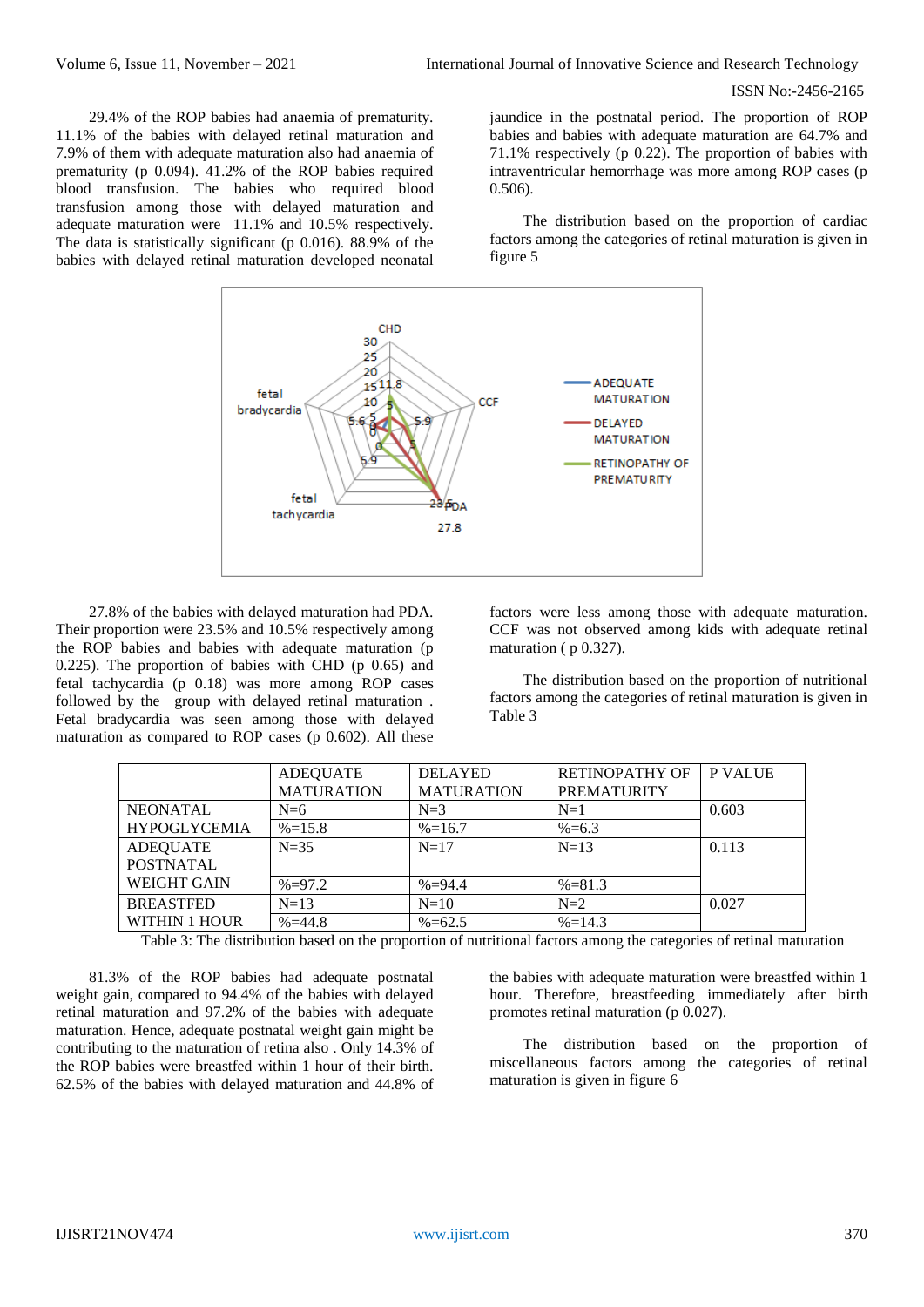29.4% of the ROP babies had anaemia of prematurity. 11.1% of the babies with delayed retinal maturation and 7.9% of them with adequate maturation also had anaemia of prematurity (p 0.094). 41.2% of the ROP babies required blood transfusion. The babies who required blood transfusion among those with delayed maturation and adequate maturation were 11.1% and 10.5% respectively. The data is statistically significant (p 0.016). 88.9% of the babies with delayed retinal maturation developed neonatal jaundice in the postnatal period. The proportion of ROP babies and babies with adequate maturation are 64.7% and 71.1% respectively (p 0.22). The proportion of babies with intraventricular hemorrhage was more among ROP cases (p 0.506).

The distribution based on the proportion of cardiac factors among the categories of retinal maturation is given in figure 5

27.8% of the babies with delayed maturation had PDA. Their proportion were 23.5% and 10.5% respectively among the ROP babies and babies with adequate maturation (p 0.225). The proportion of babies with CHD (p 0.65) and fetal tachycardia (p 0.18) was more among ROP cases followed by the group with delayed retinal maturation . Fetal bradycardia was seen among those with delayed maturation as compared to ROP cases (p 0.602). All these factors were less among those with adequate maturation. CCF was not observed among kids with adequate retinal maturation ( p 0.327).

The distribution based on the proportion of nutritional factors among the categories of retinal maturation is given in Table 3

| | ADEQUATE MATURATION | DELAYED MATURATION | RETINOPATHY OF PREMATURITY | P VALUE |
|---|---|---|---|---|
| NEONATAL HYPOGLYCEMIA | N=6<br>%=15.8 | N=3<br>%=16.7 | N=1<br>%=6.3 | 0.603 |
| ADEQUATE POSTNATAL WEIGHT GAIN | N=35<br>%=97.2 | N=17<br>%=94.4 | N=13<br>%=81.3 | 0.113 |
| BREASTFED WITHIN 1 HOUR | N=13<br>%=44.8 | N=10<br>%=62.5 | N=2<br>%=14.3 | 0.027 |

Table 3: The distribution based on the proportion of nutritional factors among the categories of retinal maturation

81.3% of the ROP babies had adequate postnatal weight gain, compared to 94.4% of the babies with delayed retinal maturation and 97.2% of the babies with adequate maturation. Hence, adequate postnatal weight gain might be contributing to the maturation of retina also . Only 14.3% of the ROP babies were breastfed within 1 hour of their birth. 62.5% of the babies with delayed maturation and 44.8% of the babies with adequate maturation were breastfed within 1 hour. Therefore, breastfeeding immediately after birth promotes retinal maturation (p 0.027).

The distribution based on the proportion of miscellaneous factors among the categories of retinal maturation is given in figure 6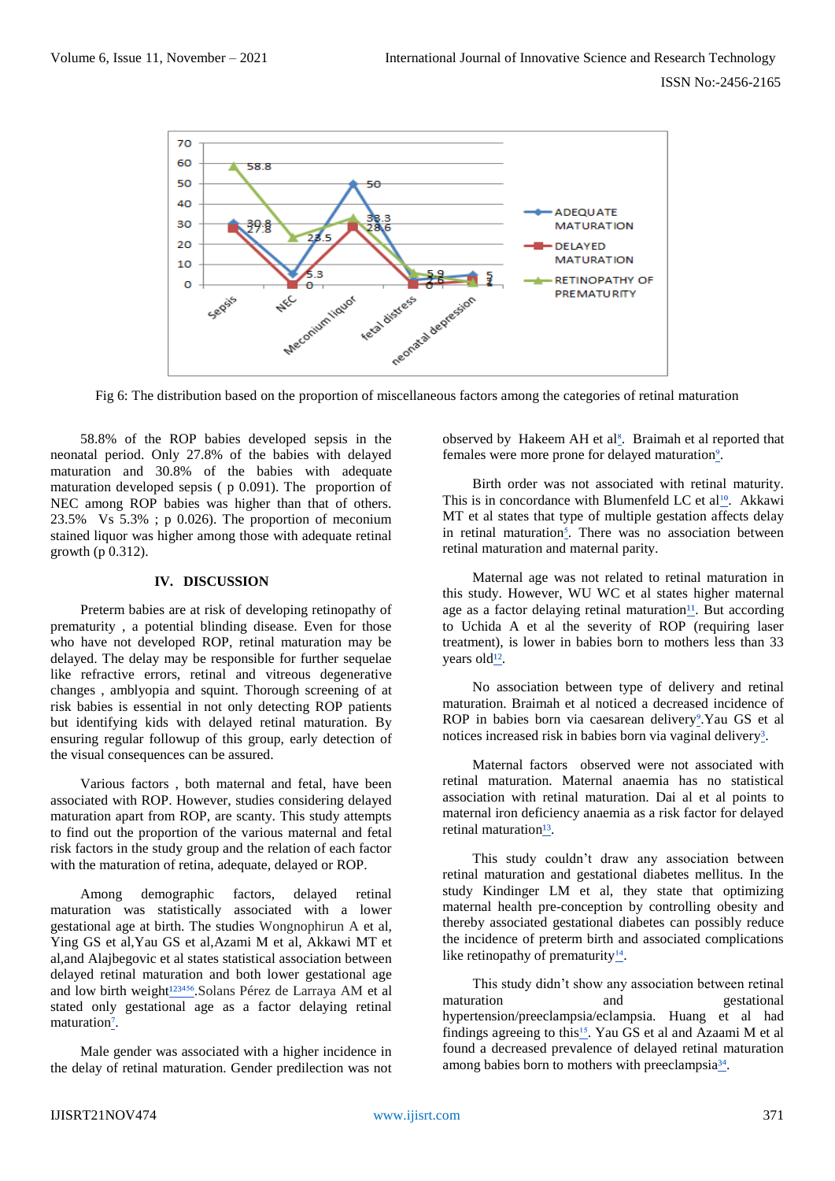Fig 6: The distribution based on the proportion of miscellaneous factors among the categories of retinal maturation

58.8% of the ROP babies developed sepsis in the neonatal period. Only 27.8% of the babies with delayed maturation and 30.8% of the babies with adequate maturation developed sepsis ( p 0.091). The proportion of NEC among ROP babies was higher than that of others. 23.5% Vs 5.3% ; p 0.026). The proportion of meconium stained liquor was higher among those with adequate retinal growth (p 0.312).

## IV. DISCUSSION

Preterm babies are at risk of developing retinopathy of prematurity , a potential blinding disease. Even for those who have not developed ROP, retinal maturation may be delayed. The delay may be responsible for further sequelae like refractive errors, retinal and vitreous degenerative changes , amblyopia and squint. Thorough screening of at risk babies is essential in not only detecting ROP patients but identifying kids with delayed retinal maturation. By ensuring regular followup of this group, early detection of the visual consequences can be assured.

Various factors , both maternal and fetal, have been associated with ROP. However, studies considering delayed maturation apart from ROP, are scanty. This study attempts to find out the proportion of the various maternal and fetal risk factors in the study group and the relation of each factor with the maturation of retina, adequate, delayed or ROP.

Among demographic factors, delayed retinal maturation was statistically associated with a lower gestational age at birth. The studies Wongnophirun A et al, Ying GS et al,Yau GS et al,Azami M et al, Akkawi MT et al,and Alajbegovic et al states statistical association between delayed retinal maturation and both lower gestational age and low birth weight[123456].Solans Pérez de Larraya AM et al stated only gestational age as a factor delaying retinal maturation[7].

Male gender was associated with a higher incidence in the delay of retinal maturation. Gender predilection was not observed by Hakeem AH et al[8]. Braimah et al reported that females were more prone for delayed maturation[9].

Birth order was not associated with retinal maturity. This is in concordance with Blumenfeld LC et al[10]. Akkawi MT et al states that type of multiple gestation affects delay in retinal maturation[5]. There was no association between retinal maturation and maternal parity.

Maternal age was not related to retinal maturation in this study. However, WU WC et al states higher maternal age as a factor delaying retinal maturation[11]. But according to Uchida A et al the severity of ROP (requiring laser treatment), is lower in babies born to mothers less than 33 years old[12].

No association between type of delivery and retinal maturation. Braimah et al noticed a decreased incidence of ROP in babies born via caesarean delivery[9].Yau GS et al notices increased risk in babies born via vaginal delivery[3].

Maternal factors observed were not associated with retinal maturation. Maternal anaemia has no statistical association with retinal maturation. Dai al et al points to maternal iron deficiency anaemia as a risk factor for delayed retinal maturation[13].

This study couldn't draw any association between retinal maturation and gestational diabetes mellitus. In the study Kindinger LM et al, they state that optimizing maternal health pre-conception by controlling obesity and thereby associated gestational diabetes can possibly reduce the incidence of preterm birth and associated complications like retinopathy of prematurity[14].

This study didn't show any association between retinal maturation and gestational hypertension/preeclampsia/eclampsia. Huang et al had findings agreeing to this[15]. Yau GS et al and Azaami M et al found a decreased prevalence of delayed retinal maturation among babies born to mothers with preeclampsia[34].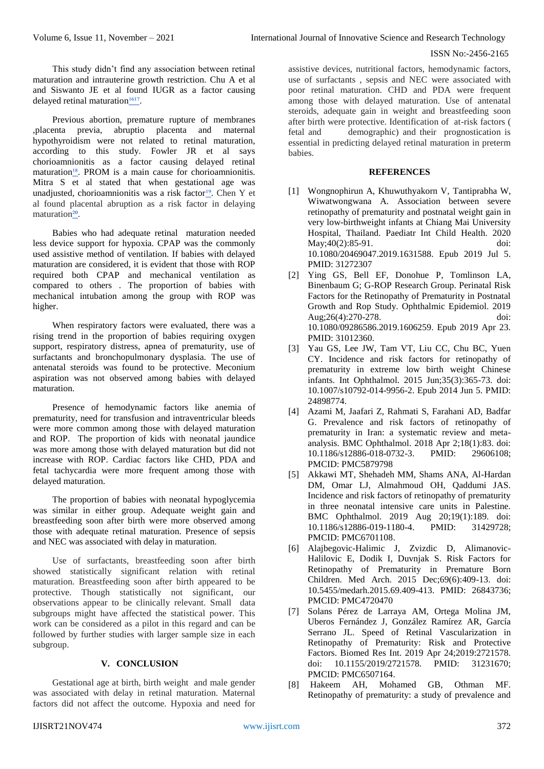This study didn't find any association between retinal maturation and intrauterine growth restriction. Chu A et al and Siswanto JE et al found IUGR as a factor causing delayed retinal maturation[16][17].

Previous abortion, premature rupture of membranes ,placenta previa, abruptio placenta and maternal hypothyroidism were not related to retinal maturation, according to this study. Fowler JR et al says chorioamnionitis as a factor causing delayed retinal maturation[18]. PROM is a main cause for chorioamnionitis. Mitra S et al stated that when gestational age was unadjusted, chorioamnionitis was a risk factor[19]. Chen Y et al found placental abruption as a risk factor in delaying maturation[20].

Babies who had adequate retinal maturation needed less device support for hypoxia. CPAP was the commonly used assistive method of ventilation. If babies with delayed maturation are considered, it is evident that those with ROP required both CPAP and mechanical ventilation as compared to others . The proportion of babies with mechanical intubation among the group with ROP was higher.

When respiratory factors were evaluated, there was a rising trend in the proportion of babies requiring oxygen support, respiratory distress, apnea of prematurity, use of surfactants and bronchopulmonary dysplasia. The use of antenatal steroids was found to be protective. Meconium aspiration was not observed among babies with delayed maturation.

Presence of hemodynamic factors like anemia of prematurity, need for transfusion and intraventricular bleeds were more common among those with delayed maturation and ROP. The proportion of kids with neonatal jaundice was more among those with delayed maturation but did not increase with ROP. Cardiac factors like CHD, PDA and fetal tachycardia were more frequent among those with delayed maturation.

The proportion of babies with neonatal hypoglycemia was similar in either group. Adequate weight gain and breastfeeding soon after birth were more observed among those with adequate retinal maturation. Presence of sepsis and NEC was associated with delay in maturation.

Use of surfactants, breastfeeding soon after birth showed statistically significant relation with retinal maturation. Breastfeeding soon after birth appeared to be protective. Though statistically not significant, our observations appear to be clinically relevant. Small data subgroups might have affected the statistical power. This work can be considered as a pilot in this regard and can be followed by further studies with larger sample size in each subgroup.

## V. CONCLUSION

Gestational age at birth, birth weight and male gender was associated with delay in retinal maturation. Maternal factors did not affect the outcome. Hypoxia and need for assistive devices, nutritional factors, hemodynamic factors, use of surfactants , sepsis and NEC were associated with poor retinal maturation. CHD and PDA were frequent among those with delayed maturation. Use of antenatal steroids, adequate gain in weight and breastfeeding soon after birth were protective. Identification of at-risk factors ( fetal and demographic) and their prognostication is essential in predicting delayed retinal maturation in preterm babies.

## REFERENCES

1. [1] Wongnophirun A, Khuwuthyakorn V, Tantiprabha W, Wiwatwongwana A. Association between severe retinopathy of prematurity and postnatal weight gain in very low-birthweight infants at Chiang Mai University Hospital, Thailand. Paediatr Int Child Health. 2020 May;40(2):85-91. doi: 10.1080/20469047.2019.1631588. Epub 2019 Jul 5. PMID: 31272307
2. [2] Ying GS, Bell EF, Donohue P, Tomlinson LA, Binenbaum G; G-ROP Research Group. Perinatal Risk Factors for the Retinopathy of Prematurity in Postnatal Growth and Rop Study. Ophthalmic Epidemiol. 2019 Aug;26(4):270-278. doi: 10.1080/09286586.2019.1606259. Epub 2019 Apr 23. PMID: 31012360.
3. [3] Yau GS, Lee JW, Tam VT, Liu CC, Chu BC, Yuen CY. Incidence and risk factors for retinopathy of prematurity in extreme low birth weight Chinese infants. Int Ophthalmol. 2015 Jun;35(3):365-73. doi: 10.1007/s10792-014-9956-2. Epub 2014 Jun 5. PMID: 24898774.
4. [4] Azami M, Jaafari Z, Rahmati S, Farahani AD, Badfar G. Prevalence and risk factors of retinopathy of prematurity in Iran: a systematic review and meta-analysis. BMC Ophthalmol. 2018 Apr 2;18(1):83. doi: 10.1186/s12886-018-0732-3. PMID: 29606108; PMCID: PMC5879798
5. [5] Akkawi MT, Shehadeh MM, Shams ANA, Al-Hardan DM, Omar LJ, Almahmoud OH, Qaddumi JAS. Incidence and risk factors of retinopathy of prematurity in three neonatal intensive care units in Palestine. BMC Ophthalmol. 2019 Aug 20;19(1):189. doi: 10.1186/s12886-019-1180-4. PMID: 31429728; PMCID: PMC6701108.
6. [6] Alajbegovic-Halimic J, Zvizdic D, Alimanovic-Halilovic E, Dodik I, Duvnjak S. Risk Factors for Retinopathy of Prematurity in Premature Born Children. Med Arch. 2015 Dec;69(6):409-13. doi: 10.5455/medarh.2015.69.409-413. PMID: 26843736; PMCID: PMC4720470
7. [7] Solans Pérez de Larraya AM, Ortega Molina JM, Uberos Fernández J, González Ramírez AR, García Serrano JL. Speed of Retinal Vascularization in Retinopathy of Prematurity: Risk and Protective Factors. Biomed Res Int. 2019 Apr 24;2019:2721578. doi: 10.1155/2019/2721578. PMID: 31231670; PMCID: PMC6507164.
8. [8] Hakeem AH, Mohamed GB, Othman MF. Retinopathy of prematurity: a study of prevalence and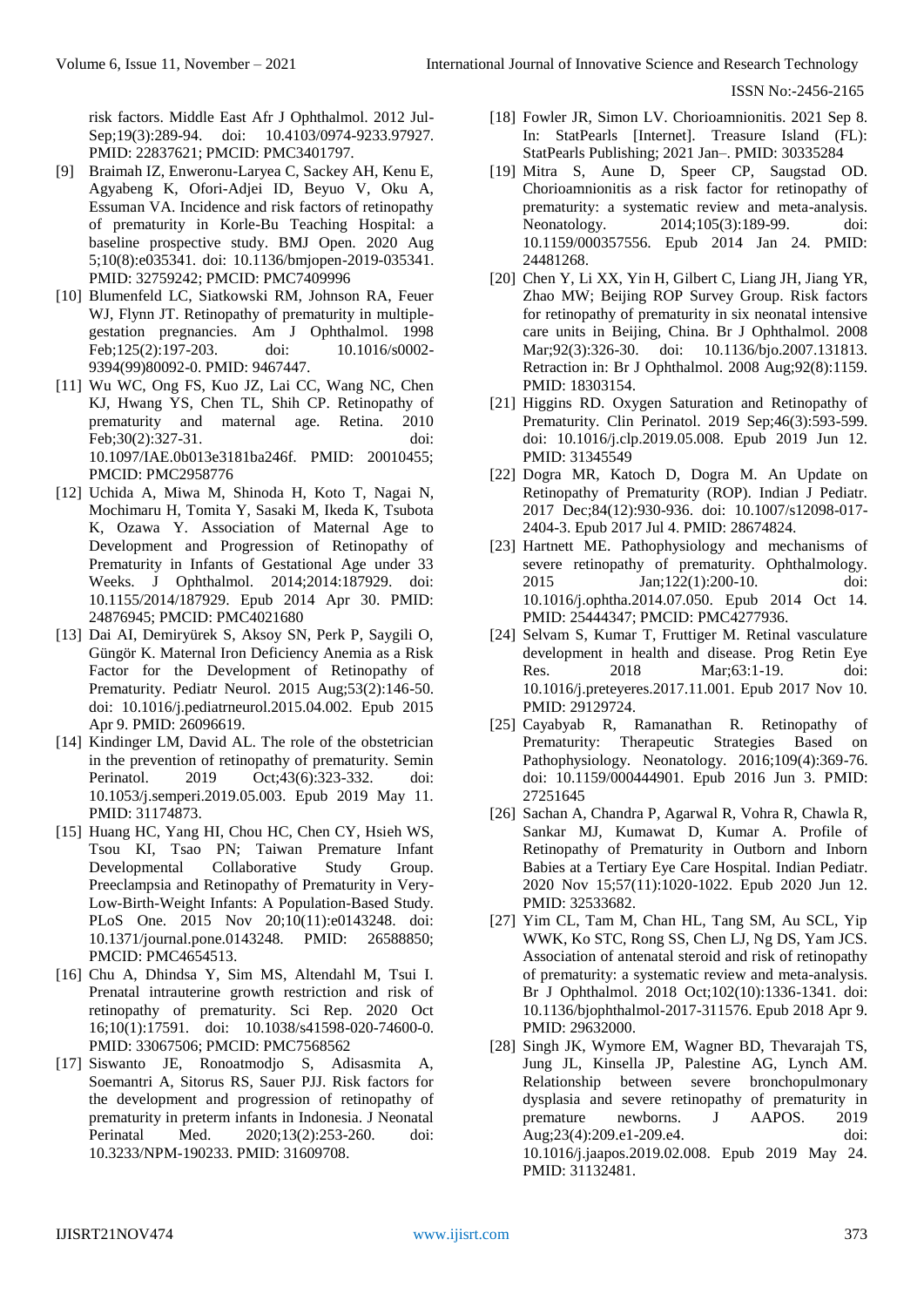risk factors. Middle East Afr J Ophthalmol. 2012 Jul-Sep;19(3):289-94. doi: 10.4103/0974-9233.97927. PMID: 22837621; PMCID: PMC3401797.

[9] Braimah IZ, Enweronu-Laryea C, Sackey AH, Kenu E, Agyabeng K, Ofori-Adjei ID, Beyuo V, Oku A, Essuman VA. Incidence and risk factors of retinopathy of prematurity in Korle-Bu Teaching Hospital: a baseline prospective study. BMJ Open. 2020 Aug 5;10(8):e035341. doi: 10.1136/bmjopen-2019-035341. PMID: 32759242; PMCID: PMC7409996

[10] Blumenfeld LC, Siatkowski RM, Johnson RA, Feuer WJ, Flynn JT. Retinopathy of prematurity in multiple-gestation pregnancies. Am J Ophthalmol. 1998 Feb;125(2):197-203. doi: 10.1016/s0002-9394(99)80092-0. PMID: 9467447.

[11] Wu WC, Ong FS, Kuo JZ, Lai CC, Wang NC, Chen KJ, Hwang YS, Chen TL, Shih CP. Retinopathy of prematurity and maternal age. Retina. 2010 Feb;30(2):327-31. doi: 10.1097/IAE.0b013e3181ba246f. PMID: 20010455; PMCID: PMC2958776

[12] Uchida A, Miwa M, Shinoda H, Koto T, Nagai N, Mochimaru H, Tomita Y, Sasaki M, Ikeda K, Tsubota K, Ozawa Y. Association of Maternal Age to Development and Progression of Retinopathy of Prematurity in Infants of Gestational Age under 33 Weeks. J Ophthalmol. 2014;2014:187929. doi: 10.1155/2014/187929. Epub 2014 Apr 30. PMID: 24876945; PMCID: PMC4021680

[13] Dai AI, Demiryürek S, Aksoy SN, Perk P, Saygili O, Güngör K. Maternal Iron Deficiency Anemia as a Risk Factor for the Development of Retinopathy of Prematurity. Pediatr Neurol. 2015 Aug;53(2):146-50. doi: 10.1016/j.pediatrneurol.2015.04.002. Epub 2015 Apr 9. PMID: 26096619.

[14] Kindinger LM, David AL. The role of the obstetrician in the prevention of retinopathy of prematurity. Semin Perinatol. 2019 Oct;43(6):323-332. doi: 10.1053/j.semperi.2019.05.003. Epub 2019 May 11. PMID: 31174873.

[15] Huang HC, Yang HI, Chou HC, Chen CY, Hsieh WS, Tsou KI, Tsao PN; Taiwan Premature Infant Developmental Collaborative Study Group. Preeclampsia and Retinopathy of Prematurity in Very-Low-Birth-Weight Infants: A Population-Based Study. PLoS One. 2015 Nov 20;10(11):e0143248. doi: 10.1371/journal.pone.0143248. PMID: 26588850; PMCID: PMC4654513.

[16] Chu A, Dhindsa Y, Sim MS, Altendahl M, Tsui I. Prenatal intrauterine growth restriction and risk of retinopathy of prematurity. Sci Rep. 2020 Oct 16;10(1):17591. doi: 10.1038/s41598-020-74600-0. PMID: 33067506; PMCID: PMC7568562

[17] Siswanto JE, Ronoatmodjo S, Adisasmita A, Soemantri A, Sitorus RS, Sauer PJJ. Risk factors for the development and progression of retinopathy of prematurity in preterm infants in Indonesia. J Neonatal Perinatal Med. 2020;13(2):253-260. doi: 10.3233/NPM-190233. PMID: 31609708.

[18] Fowler JR, Simon LV. Chorioamnionitis. 2021 Sep 8. In: StatPearls [Internet]. Treasure Island (FL): StatPearls Publishing; 2021 Jan–. PMID: 30335284

[19] Mitra S, Aune D, Speer CP, Saugstad OD. Chorioamnionitis as a risk factor for retinopathy of prematurity: a systematic review and meta-analysis. Neonatology. 2014;105(3):189-99. doi: 10.1159/000357556. Epub 2014 Jan 24. PMID: 24481268.

[20] Chen Y, Li XX, Yin H, Gilbert C, Liang JH, Jiang YR, Zhao MW; Beijing ROP Survey Group. Risk factors for retinopathy of prematurity in six neonatal intensive care units in Beijing, China. Br J Ophthalmol. 2008 Mar;92(3):326-30. doi: 10.1136/bjo.2007.131813. Retraction in: Br J Ophthalmol. 2008 Aug;92(8):1159. PMID: 18303154.

[21] Higgins RD. Oxygen Saturation and Retinopathy of Prematurity. Clin Perinatol. 2019 Sep;46(3):593-599. doi: 10.1016/j.clp.2019.05.008. Epub 2019 Jun 12. PMID: 31345549

[22] Dogra MR, Katoch D, Dogra M. An Update on Retinopathy of Prematurity (ROP). Indian J Pediatr. 2017 Dec;84(12):930-936. doi: 10.1007/s12098-017-2404-3. Epub 2017 Jul 4. PMID: 28674824.

[23] Hartnett ME. Pathophysiology and mechanisms of severe retinopathy of prematurity. Ophthalmology. 2015 Jan;122(1):200-10. doi: 10.1016/j.ophtha.2014.07.050. Epub 2014 Oct 14. PMID: 25444347; PMCID: PMC4277936.

[24] Selvam S, Kumar T, Fruttiger M. Retinal vasculature development in health and disease. Prog Retin Eye Res. 2018 Mar;63:1-19. doi: 10.1016/j.preteyeres.2017.11.001. Epub 2017 Nov 10. PMID: 29129724.

[25] Cayabyab R, Ramanathan R. Retinopathy of Prematurity: Therapeutic Strategies Based on Pathophysiology. Neonatology. 2016;109(4):369-76. doi: 10.1159/000444901. Epub 2016 Jun 3. PMID: 27251645

[26] Sachan A, Chandra P, Agarwal R, Vohra R, Chawla R, Sankar MJ, Kumawat D, Kumar A. Profile of Retinopathy of Prematurity in Outborn and Inborn Babies at a Tertiary Eye Care Hospital. Indian Pediatr. 2020 Nov 15;57(11):1020-1022. Epub 2020 Jun 12. PMID: 32533682.

[27] Yim CL, Tam M, Chan HL, Tang SM, Au SCL, Yip WWK, Ko STC, Rong SS, Chen LJ, Ng DS, Yam JCS. Association of antenatal steroid and risk of retinopathy of prematurity: a systematic review and meta-analysis. Br J Ophthalmol. 2018 Oct;102(10):1336-1341. doi: 10.1136/bjophthalmol-2017-311576. Epub 2018 Apr 9. PMID: 29632000.

[28] Singh JK, Wymore EM, Wagner BD, Thevarajah TS, Jung JL, Kinsella JP, Palestine AG, Lynch AM. Relationship between severe bronchopulmonary dysplasia and severe retinopathy of prematurity in premature newborns. J AAPOS. 2019 Aug;23(4):209.e1-209.e4. doi: 10.1016/j.jaapos.2019.02.008. Epub 2019 May 24. PMID: 31132481.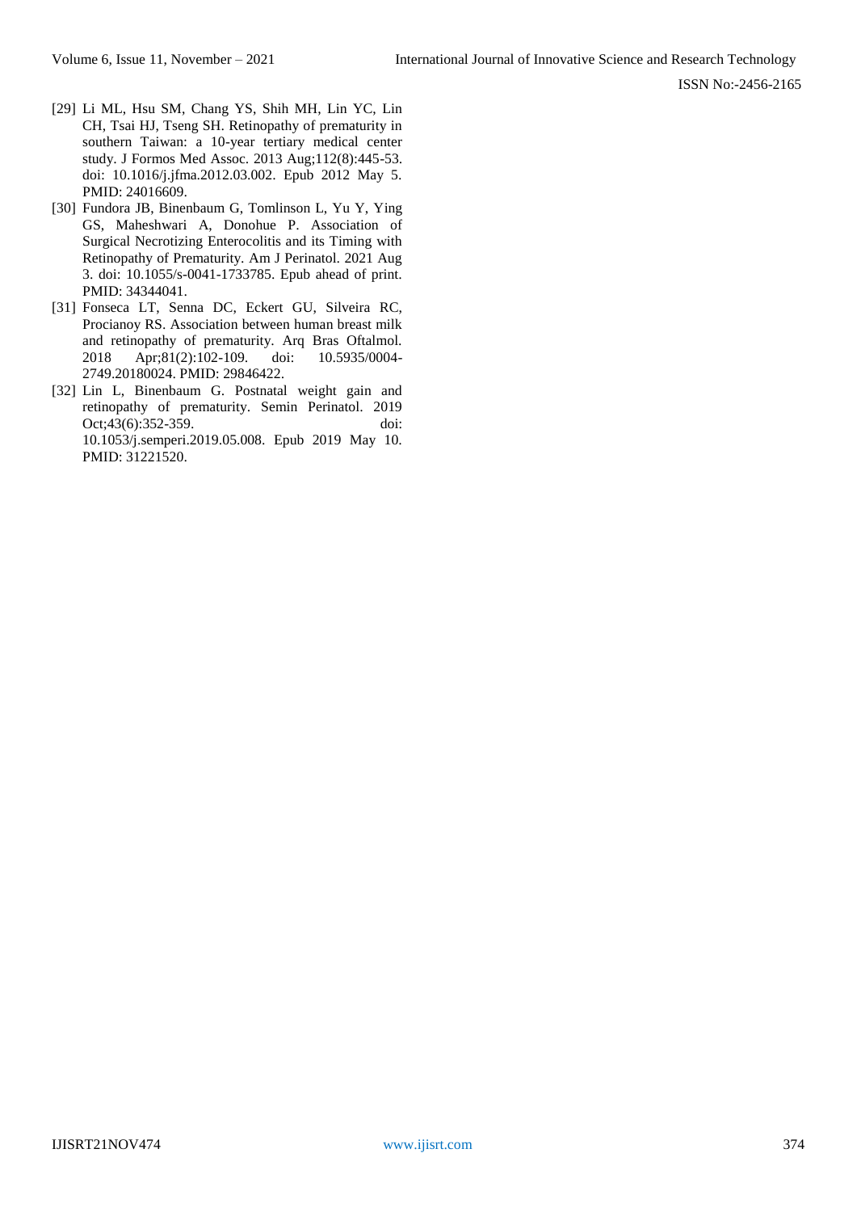[29] Li ML, Hsu SM, Chang YS, Shih MH, Lin YC, Lin CH, Tsai HJ, Tseng SH. Retinopathy of prematurity in southern Taiwan: a 10-year tertiary medical center study. J Formos Med Assoc. 2013 Aug;112(8):445-53. doi: 10.1016/j.jfma.2012.03.002. Epub 2012 May 5. PMID: 24016609.

[30] Fundora JB, Binenbaum G, Tomlinson L, Yu Y, Ying GS, Maheshwari A, Donohue P. Association of Surgical Necrotizing Enterocolitis and its Timing with Retinopathy of Prematurity. Am J Perinatol. 2021 Aug 3. doi: 10.1055/s-0041-1733785. Epub ahead of print. PMID: 34344041.

[31] Fonseca LT, Senna DC, Eckert GU, Silveira RC, Procianoy RS. Association between human breast milk and retinopathy of prematurity. Arq Bras Oftalmol. 2018 Apr;81(2):102-109. doi: 10.5935/0004-2749.20180024. PMID: 29846422.

[32] Lin L, Binenbaum G. Postnatal weight gain and retinopathy of prematurity. Semin Perinatol. 2019 Oct;43(6):352-359. doi: 10.1053/j.semperi.2019.05.008. Epub 2019 May 10. PMID: 31221520.